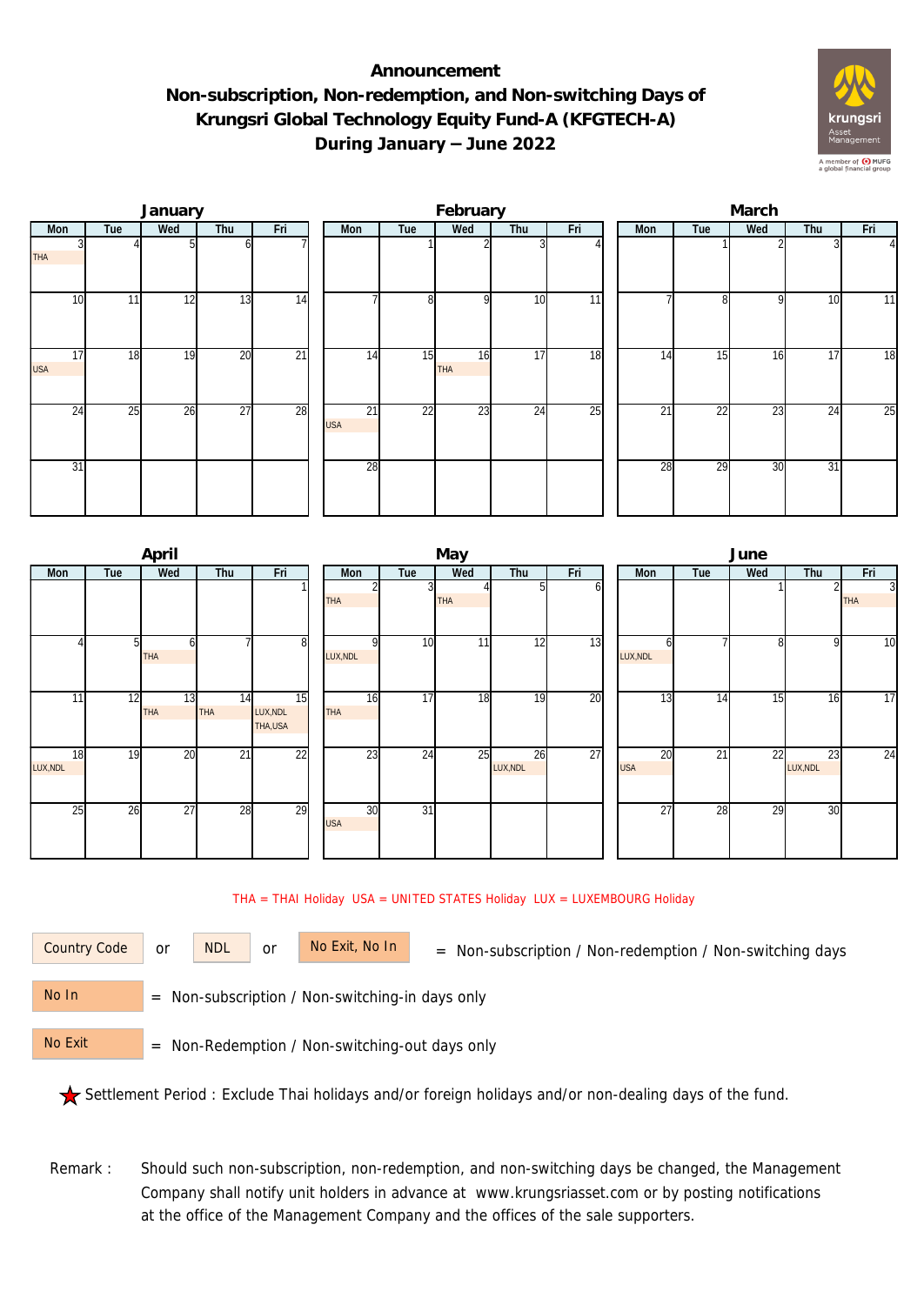# Announcement
## Non-subscription, Non-redemption, and Non-switching Days of Krungsri Global Technology Equity Fund-A (KFGTECH-A)
## During January – June 2022

### January

| Mon | Tue | Wed | Thu | Fri |
|---|---|---|---|---|
| 3 THA | 4 | 5 | 6 | 7 |
| 10 | 11 | 12 | 13 | 14 |
| 17 USA | 18 | 19 | 20 | 21 |
| 24 | 25 | 26 | 27 | 28 |
| 31 | | | | |

### February

| Mon | Tue | Wed | Thu | Fri |
|---|---|---|---|---|
| | 1 | 2 | 3 | 4 |
| 7 | 8 | 9 | 10 | 11 |
| 14 | 15 | 16 THA | 17 | 18 |
| 21 USA | 22 | 23 | 24 | 25 |
| 28 | | | | |

### March

| Mon | Tue | Wed | Thu | Fri |
|---|---|---|---|---|
| | 1 | 2 | 3 | 4 |
| 7 | 8 | 9 | 10 | 11 |
| 14 | 15 | 16 | 17 | 18 |
| 21 | 22 | 23 | 24 | 25 |
| 28 | 29 | 30 | 31 | |

### April

| Mon | Tue | Wed | Thu | Fri |
|---|---|---|---|---|
| | | | | 1 |
| 4 | 5 | 6 THA | 7 | 8 |
| 11 | 12 | 13 THA | 14 THA | 15 LUX,NDL THA,USA |
| 18 LUX,NDL | 19 | 20 | 21 | 22 |
| 25 | 26 | 27 | 28 | 29 |

### May

| Mon | Tue | Wed | Thu | Fri |
|---|---|---|---|---|
| 2 THA | 3 | 4 THA | 5 | 6 |
| 9 LUX,NDL | 10 | 11 | 12 | 13 |
| 16 THA | 17 | 18 | 19 | 20 |
| 23 | 24 | 25 | 26 LUX,NDL | 27 |
| 30 USA | 31 | | | |

### June

| Mon | Tue | Wed | Thu | Fri |
|---|---|---|---|---|
| | | 1 | 2 | 3 THA |
| 6 LUX,NDL | 7 | 8 | 9 | 10 |
| 13 | 14 | 15 | 16 | 17 |
| 20 USA | 21 | 22 | 23 LUX,NDL | 24 |
| 27 | 28 | 29 | 30 | |

THA = THAI Holiday USA = UNITED STATES Holiday LUX = LUXEMBOURG Holiday

Country Code or NDL or No Exit, No In = Non-subscription / Non-redemption / Non-switching days

No In = Non-subscription / Non-switching-in days only

No Exit = Non-Redemption / Non-switching-out days only

★ Settlement Period : Exclude Thai holidays and/or foreign holidays and/or non-dealing days of the fund.

Remark : Should such non-subscription, non-redemption, and non-switching days be changed, the Management Company shall notify unit holders in advance at www.krungsriasset.com or by posting notifications at the office of the Management Company and the offices of the sale supporters.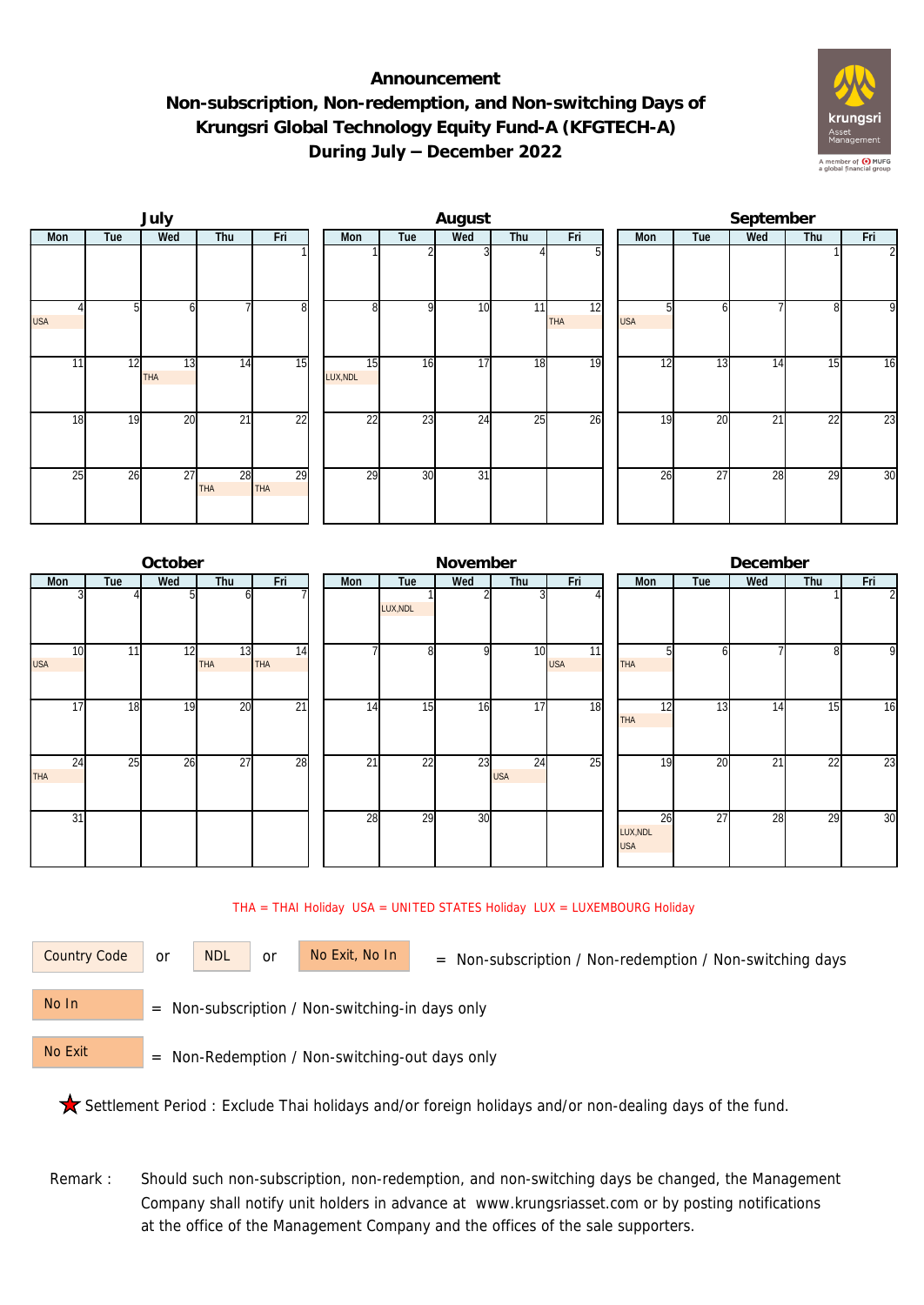# Announcement
## Non-subscription, Non-redemption, and Non-switching Days of Krungsri Global Technology Equity Fund-A (KFGTECH-A) During July – December 2022

### July

| Mon | Tue | Wed | Thu | Fri |
|---|---|---|---|---|
| | | | | 1 |
| 4 USA | 5 | 6 | 7 | 8 |
| 11 | 12 | 13 THA | 14 | 15 |
| 18 | 19 | 20 | 21 | 22 |
| 25 | 26 | 27 | 28 THA | 29 THA |

### August

| Mon | Tue | Wed | Thu | Fri |
|---|---|---|---|---|
| 1 | 2 | 3 | 4 | 5 |
| 8 | 9 | 10 | 11 | 12 THA |
| 15 LUX,NDL | 16 | 17 | 18 | 19 |
| 22 | 23 | 24 | 25 | 26 |
| 29 | 30 | 31 | | |

### September

| Mon | Tue | Wed | Thu | Fri |
|---|---|---|---|---|
| | | | 1 | 2 |
| 5 USA | 6 | 7 | 8 | 9 |
| 12 | 13 | 14 | 15 | 16 |
| 19 | 20 | 21 | 22 | 23 |
| 26 | 27 | 28 | 29 | 30 |

### October

| Mon | Tue | Wed | Thu | Fri |
|---|---|---|---|---|
| 3 | 4 | 5 | 6 | 7 |
| 10 USA | 11 | 12 | 13 THA | 14 THA |
| 17 | 18 | 19 | 20 | 21 |
| 24 THA | 25 | 26 | 27 | 28 |
| 31 | | | | |

### November

| Mon | Tue | Wed | Thu | Fri |
|---|---|---|---|---|
| | 1 LUX,NDL | 2 | 3 | 4 |
| 7 | 8 | 9 | 10 | 11 USA |
| 14 | 15 | 16 | 17 | 18 |
| 21 | 22 | 23 | 24 USA | 25 |
| 28 | 29 | 30 | | |

### December

| Mon | Tue | Wed | Thu | Fri |
|---|---|---|---|---|
| | | | 1 | 2 |
| 5 THA | 6 | 7 | 8 | 9 |
| 12 THA | 13 | 14 | 15 | 16 |
| 19 | 20 | 21 | 22 | 23 |
| 26 LUX,NDL USA | 27 | 28 | 29 | 30 |

THA = THAI Holiday USA = UNITED STATES Holiday LUX = LUXEMBOURG Holiday

Country Code or NDL or No Exit, No In = Non-subscription / Non-redemption / Non-switching days

No In = Non-subscription / Non-switching-in days only

No Exit = Non-Redemption / Non-switching-out days only

★ Settlement Period : Exclude Thai holidays and/or foreign holidays and/or non-dealing days of the fund.

Remark : Should such non-subscription, non-redemption, and non-switching days be changed, the Management Company shall notify unit holders in advance at www.krungsriasset.com or by posting notifications at the office of the Management Company and the offices of the sale supporters.